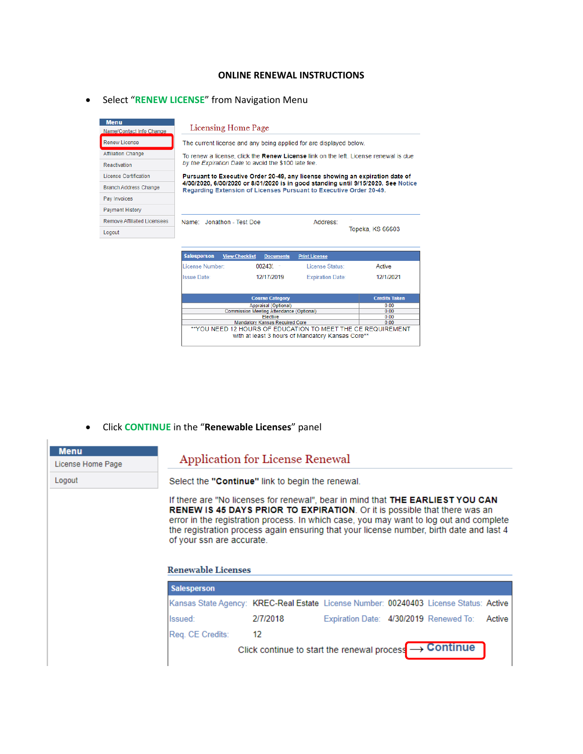# ONLINE RENEWAL INSTRUCTIONS

- Select "**RENEW LICENSE**" from Navigation Menu

**Menu**
- Name/Contact Info Change
- Renew License
- Affiliation Change
- Reactivation
- License Certification
- Branch Address Change
- Pay Invoices
- Payment History
- Remove Affiliated Licensees
- Logout

## Licensing Home Page

The current license and any being applied for are displayed below.

To renew a license, click the **Renew License** link on the left. License renewal is *due by the Expiration Date* to avoid the $100 late fee.

**Pursuant to Executive Order 20-49, any license showing an expiration date of 4/30/2020, 6/30/2020 or 8/31/2020 is in good standing until 9/15/2020. See Notice Regarding Extension of Licenses Pursuant to Executive Order 20-49.**

Name: Jonathon - Test Doe    Address: Topeka, KS 66603

**Salesperson** View Checklist | Documents | Print License

| License Number: | 00243 | License Status: | Active |
|---|---|---|---|
| Issue Date | 12/17/2019 | Expiration Date | 12/1/2021 |

| Course Category | Credits Taken |
|---|---|
| Appraisal (Optional) | 0.00 |
| Commission Meeting Attendance (Optional) | 0.00 |
| Elective | 0.00 |
| Mandatory Kansas Required Core | 0.00 |

**YOU NEED 12 HOURS OF EDUCATION TO MEET THE CE REQUIREMENT with at least 3 hours of Mandatory Kansas Core**

- Click **CONTINUE** in the "**Renewable Licenses**" panel

**Menu**
- License Home Page
- Logout

## Application for License Renewal

Select the **"Continue"** link to begin the renewal.

If there are "No licenses for renewal", bear in mind that **THE EARLIEST YOU CAN RENEW IS 45 DAYS PRIOR TO EXPIRATION**. Or it is possible that there was an error in the registration process. In which case, you may want to log out and complete the registration process again ensuring that your license number, birth date and last 4 of your ssn are accurate.

### Renewable Licenses

**Salesperson**

| Kansas State Agency: | KREC-Real Estate | License Number: | 00240403 | License Status: | Active |
|---|---|---|---|---|---|
| Issued: | 2/7/2018 | Expiration Date: | 4/30/2019 | Renewed To: | Active |
| Req. CE Credits: | 12 | | | | |

Click continue to start the renewal process → **Continue**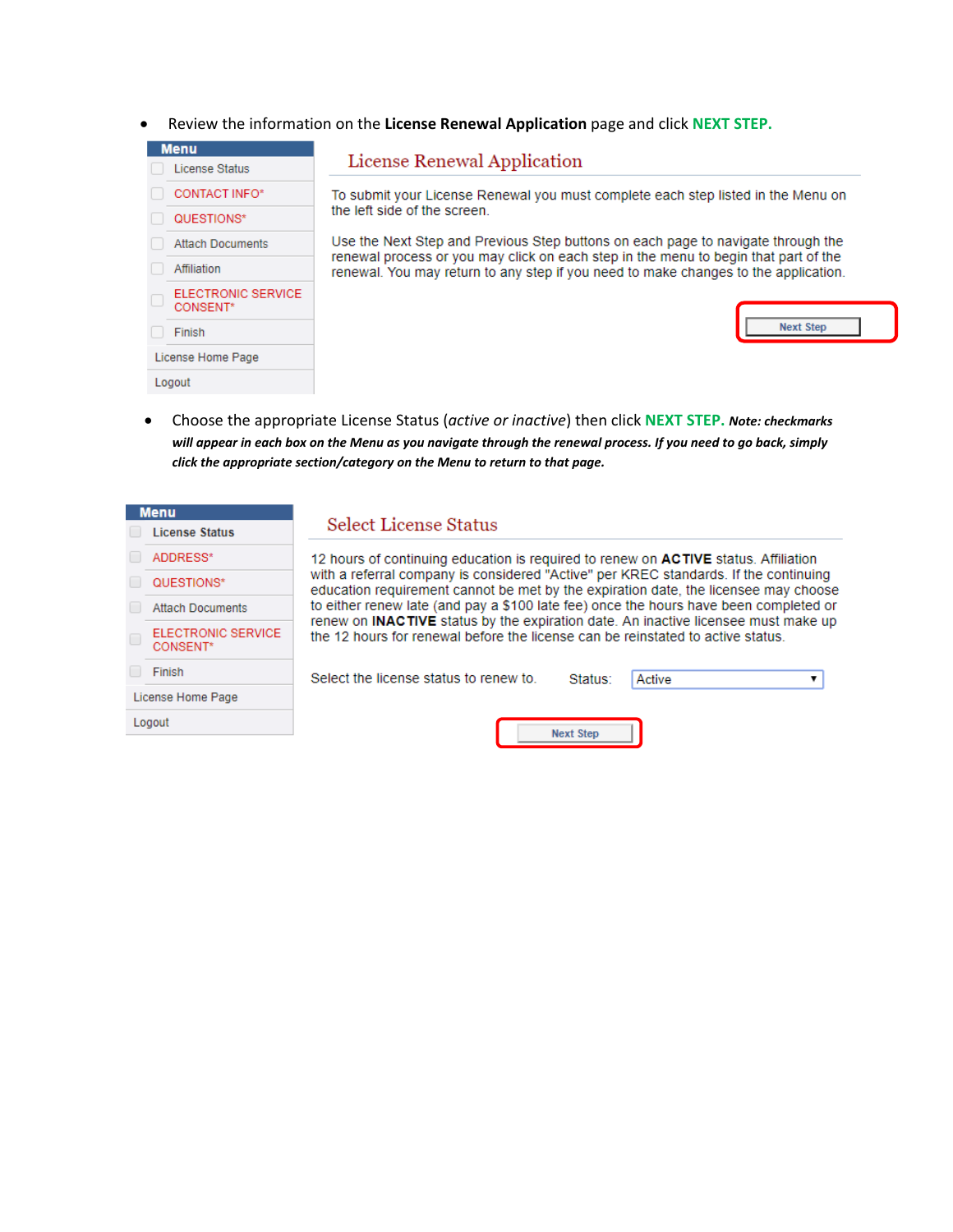- Review the information on the **License Renewal Application** page and click **NEXT STEP.**

**Menu**
- License Status
- CONTACT INFO*
- QUESTIONS*
- Attach Documents
- Affiliation
- ELECTRONIC SERVICE CONSENT*
- Finish
- License Home Page
- Logout

**License Renewal Application**

To submit your License Renewal you must complete each step listed in the Menu on the left side of the screen.

Use the Next Step and Previous Step buttons on each page to navigate through the renewal process or you may click on each step in the menu to begin that part of the renewal. You may return to any step if you need to make changes to the application.

Next Step

- Choose the appropriate License Status (*active or inactive*) then click **NEXT STEP.** ***Note: checkmarks will appear in each box on the Menu as you navigate through the renewal process. If you need to go back, simply click the appropriate section/category on the Menu to return to that page.***

**Menu**
- License Status
- ADDRESS*
- QUESTIONS*
- Attach Documents
- ELECTRONIC SERVICE CONSENT*
- Finish
- License Home Page
- Logout

**Select License Status**

12 hours of continuing education is required to renew on **ACTIVE** status. Affiliation with a referral company is considered "Active" per KREC standards. If the continuing education requirement cannot be met by the expiration date, the licensee may choose to either renew late (and pay a $100 late fee) once the hours have been completed or renew on **INACTIVE** status by the expiration date. An inactive licensee must make up the 12 hours for renewal before the license can be reinstated to active status.

Select the license status to renew to. Status: Active

Next Step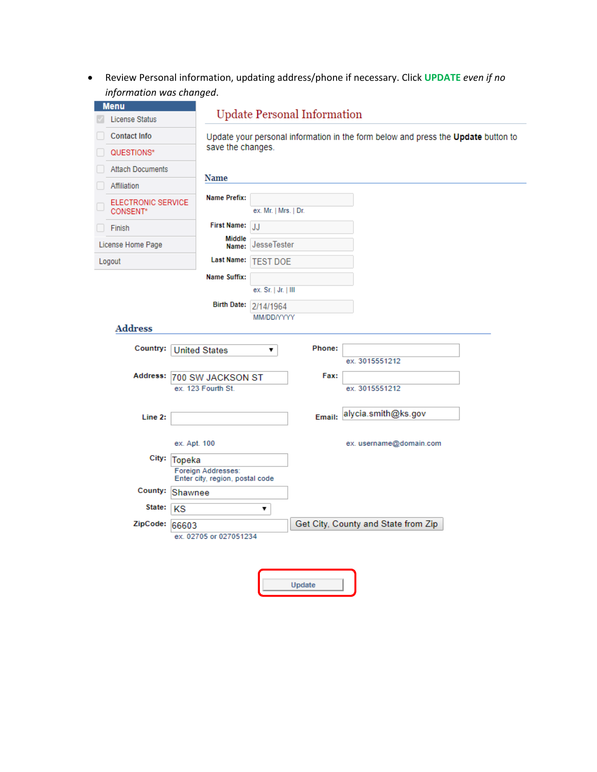- Review Personal information, updating address/phone if necessary. Click **UPDATE** *even if no information was changed*.

**Menu**

- License Status
- Contact Info
- QUESTIONS*
- Attach Documents
- Affiliation
- ELECTRONIC SERVICE CONSENT*
- Finish

License Home Page

Logout

## Update Personal Information

Update your personal information in the form below and press the **Update** button to save the changes.

### Name

**Name Prefix:**
ex. Mr. | Mrs. | Dr.

**First Name:** JJ

**Middle Name:** JesseTester

**Last Name:** TEST DOE

**Name Suffix:**
ex. Sr. | Jr. | III

**Birth Date:** 2/14/1964
MM/DD/YYYY

### Address

**Country:** United States

**Phone:**
ex. 3015551212

**Address:** 700 SW JACKSON ST
ex. 123 Fourth St.

**Fax:**
ex. 3015551212

**Line 2:**
ex. Apt. 100

**Email:** alycia.smith@ks.gov
ex. username@domain.com

**City:** Topeka
Foreign Addresses:
Enter city, region, postal code

**County:** Shawnee

**State:** KS

**ZipCode:** 66603
ex. 02705 or 027051234

Get City, County and State from Zip

Update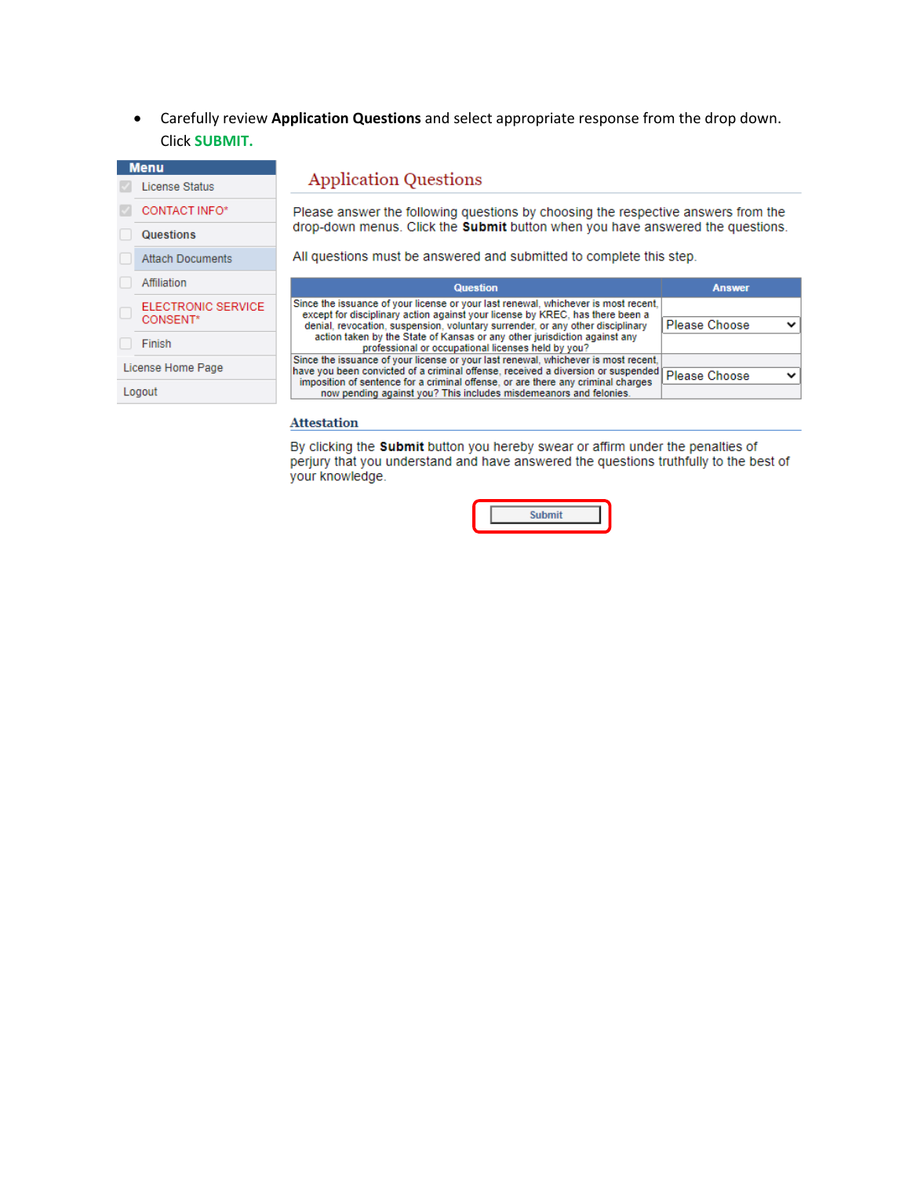- Carefully review **Application Questions** and select appropriate response from the drop down. Click **SUBMIT.**

**Menu**

- License Status
- CONTACT INFO*
- Questions
- Attach Documents
- Affiliation
- ELECTRONIC SERVICE CONSENT*
- Finish
- License Home Page
- Logout

## Application Questions

Please answer the following questions by choosing the respective answers from the drop-down menus. Click the **Submit** button when you have answered the questions.

All questions must be answered and submitted to complete this step.

| Question | Answer |
| --- | --- |
| Since the issuance of your license or your last renewal, whichever is most recent, except for disciplinary action against your license by KREC, has there been a denial, revocation, suspension, voluntary surrender, or any other disciplinary action taken by the State of Kansas or any other jurisdiction against any professional or occupational licenses held by you? | Please Choose |
| Since the issuance of your license or your last renewal, whichever is most recent, have you been convicted of a criminal offense, received a diversion or suspended imposition of sentence for a criminal offense, or are there any criminal charges now pending against you? This includes misdemeanors and felonies. | Please Choose |

### Attestation

By clicking the **Submit** button you hereby swear or affirm under the penalties of perjury that you understand and have answered the questions truthfully to the best of your knowledge.

Submit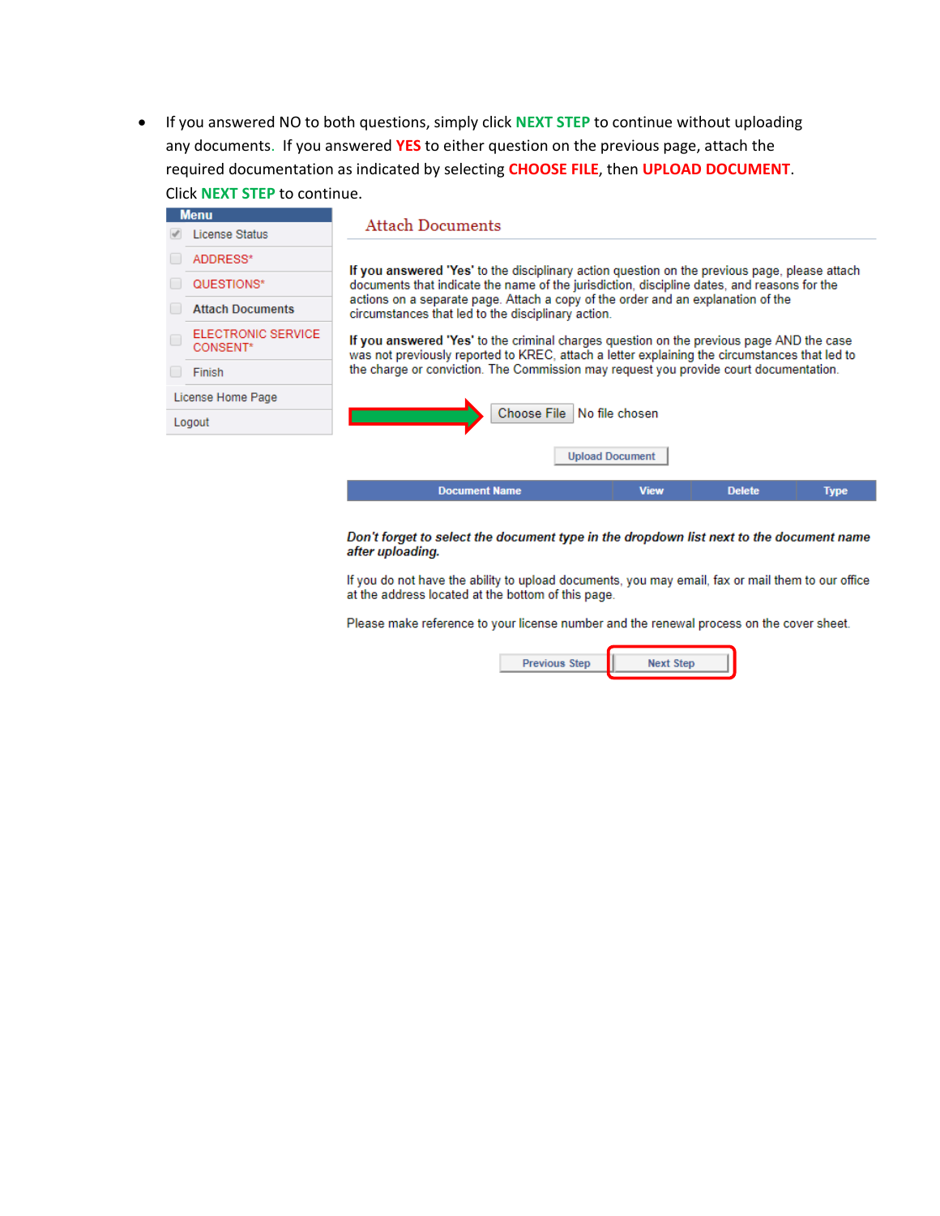- If you answered NO to both questions, simply click **NEXT STEP** to continue without uploading any documents. If you answered **YES** to either question on the previous page, attach the required documentation as indicated by selecting **CHOOSE FILE**, then **UPLOAD DOCUMENT**. Click **NEXT STEP** to continue.

**Menu**

- License Status
- ADDRESS*
- QUESTIONS*
- **Attach Documents**
- ELECTRONIC SERVICE CONSENT*
- Finish
- License Home Page
- Logout

## Attach Documents

**If you answered 'Yes'** to the disciplinary action question on the previous page, please attach documents that indicate the name of the jurisdiction, discipline dates, and reasons for the actions on a separate page. Attach a copy of the order and an explanation of the circumstances that led to the disciplinary action.

**If you answered 'Yes'** to the criminal charges question on the previous page AND the case was not previously reported to KREC, attach a letter explaining the circumstances that led to the charge or conviction. The Commission may request you provide court documentation.

Choose File No file chosen

Upload Document

| Document Name | View | Delete | Type |
| --- | --- | --- | --- |

***Don't forget to select the document type in the dropdown list next to the document name after uploading.***

If you do not have the ability to upload documents, you may email, fax or mail them to our office at the address located at the bottom of this page.

Please make reference to your license number and the renewal process on the cover sheet.

Previous Step | Next Step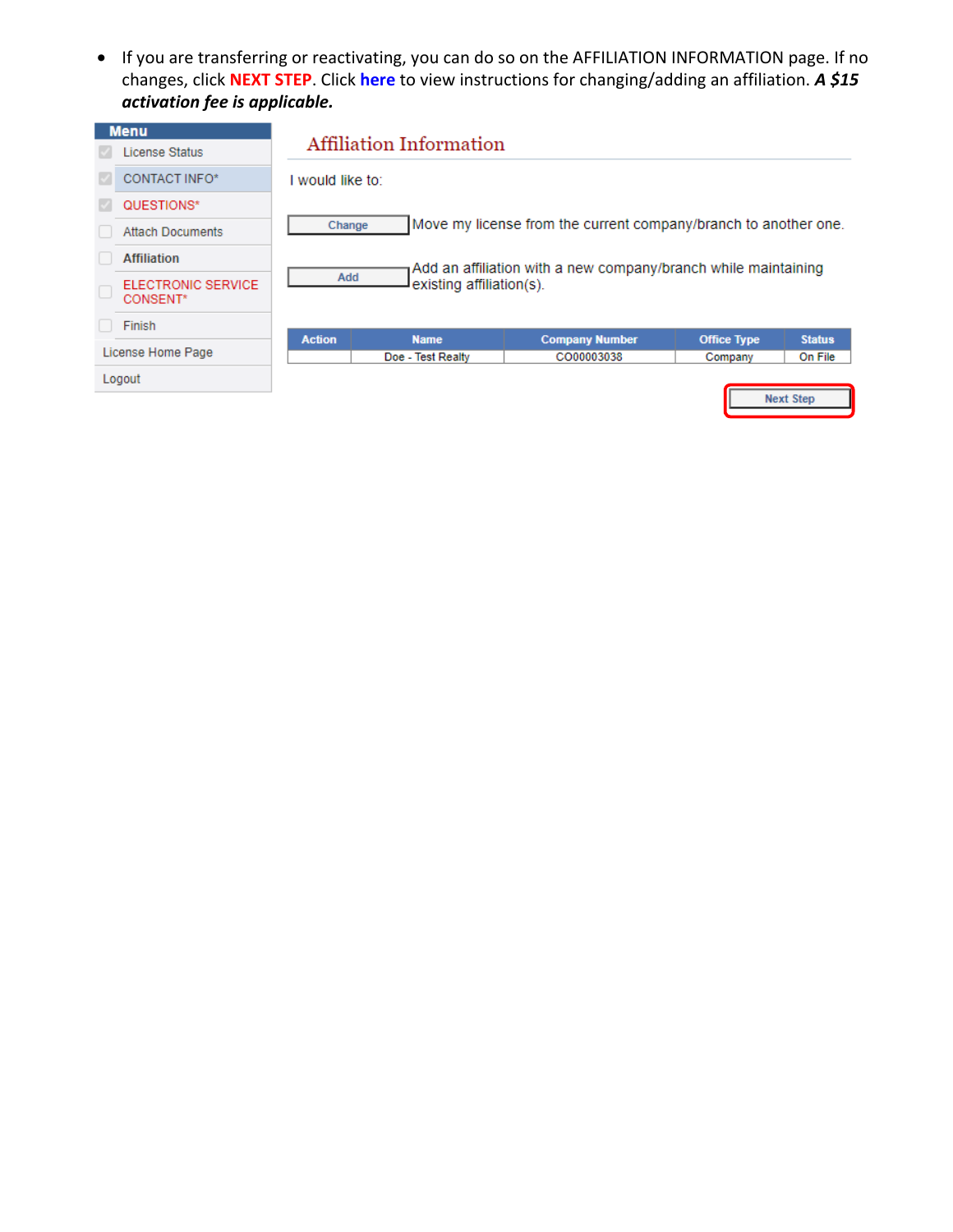- If you are transferring or reactivating, you can do so on the AFFILIATION INFORMATION page. If no changes, click **NEXT STEP**. Click here to view instructions for changing/adding an affiliation. ***A $15 activation fee is applicable.***

Menu

- License Status
- CONTACT INFO*
- QUESTIONS*
- Attach Documents
- Affiliation
- ELECTRONIC SERVICE CONSENT*
- Finish
- License Home Page
- Logout

Affiliation Information

I would like to:

Change — Move my license from the current company/branch to another one.

Add — Add an affiliation with a new company/branch while maintaining existing affiliation(s).

| Action | Name | Company Number | Office Type | Status |
| --- | --- | --- | --- | --- |
| | Doe - Test Realty | CO00003038 | Company | On File |

Next Step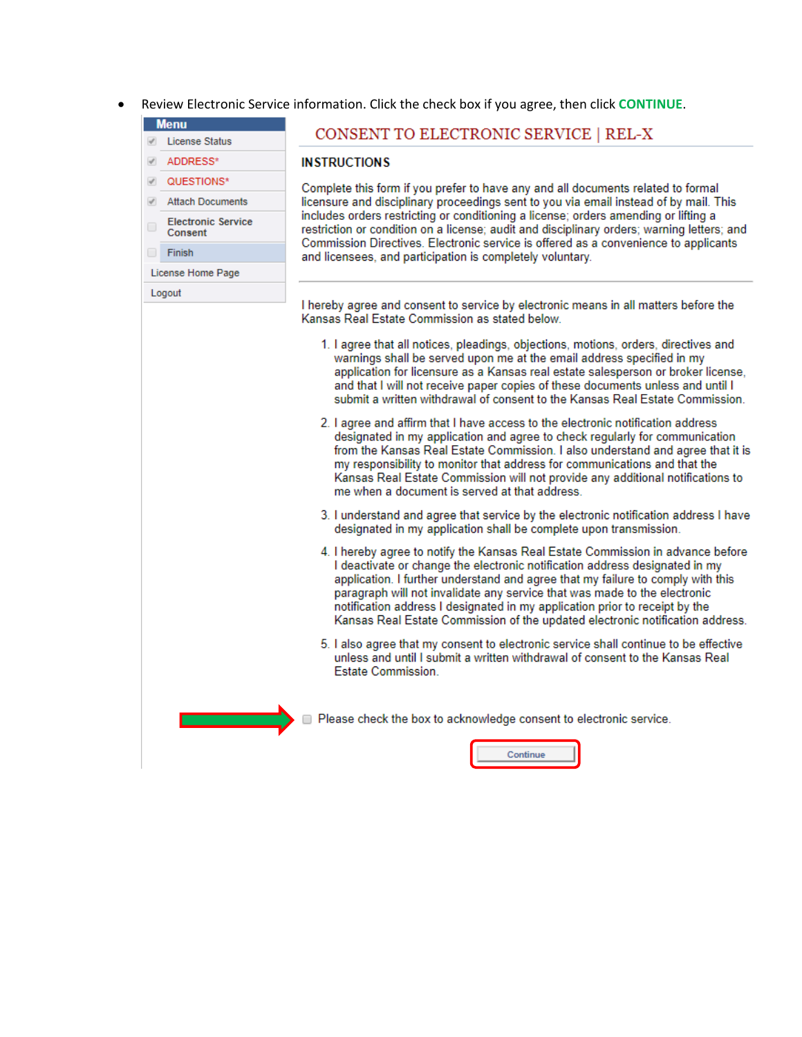- Review Electronic Service information. Click the check box if you agree, then click **CONTINUE**.

**Menu**

- License Status
- ADDRESS*
- QUESTIONS*
- Attach Documents
- Electronic Service Consent
- Finish
- License Home Page
- Logout

## CONSENT TO ELECTRONIC SERVICE | REL-X

### INSTRUCTIONS

Complete this form if you prefer to have any and all documents related to formal licensure and disciplinary proceedings sent to you via email instead of by mail. This includes orders restricting or conditioning a license; orders amending or lifting a restriction or condition on a license; audit and disciplinary orders; warning letters; and Commission Directives. Electronic service is offered as a convenience to applicants and licensees, and participation is completely voluntary.

I hereby agree and consent to service by electronic means in all matters before the Kansas Real Estate Commission as stated below.

1. I agree that all notices, pleadings, objections, motions, orders, directives and warnings shall be served upon me at the email address specified in my application for licensure as a Kansas real estate salesperson or broker license, and that I will not receive paper copies of these documents unless and until I submit a written withdrawal of consent to the Kansas Real Estate Commission.
2. I agree and affirm that I have access to the electronic notification address designated in my application and agree to check regularly for communication from the Kansas Real Estate Commission. I also understand and agree that it is my responsibility to monitor that address for communications and that the Kansas Real Estate Commission will not provide any additional notifications to me when a document is served at that address.
3. I understand and agree that service by the electronic notification address I have designated in my application shall be complete upon transmission.
4. I hereby agree to notify the Kansas Real Estate Commission in advance before I deactivate or change the electronic notification address designated in my application. I further understand and agree that my failure to comply with this paragraph will not invalidate any service that was made to the electronic notification address I designated in my application prior to receipt by the Kansas Real Estate Commission of the updated electronic notification address.
5. I also agree that my consent to electronic service shall continue to be effective unless and until I submit a written withdrawal of consent to the Kansas Real Estate Commission.

☐ Please check the box to acknowledge consent to electronic service.

Continue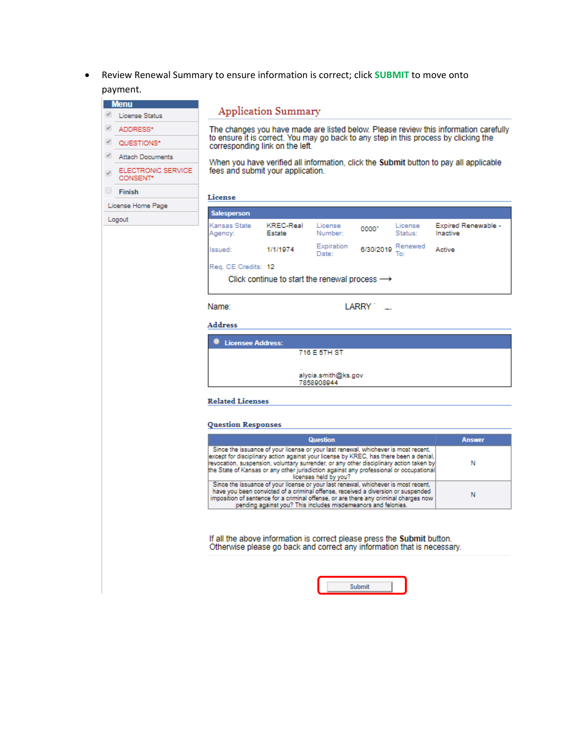- Review Renewal Summary to ensure information is correct; click **SUBMIT** to move onto payment.

**Menu**

- License Status
- ADDRESS*
- QUESTIONS*
- Attach Documents
- ELECTRONIC SERVICE CONSENT*
- Finish
- License Home Page
- Logout

## Application Summary

The changes you have made are listed below. Please review this information carefully to ensure it is correct. You may go back to any step in this process by clicking the corresponding link on the left.

When you have verified all information, click the **Submit** button to pay all applicable fees and submit your application.

### License

**Salesperson**

| | | | | | |
|---|---|---|---|---|---|
| Kansas State Agency: | KREC-Real Estate | License Number: | 0000' | License Status: | Expired Renewable - Inactive |
| Issued: | 1/1/1974 | Expiration Date: | 6/30/2019 | Renewed To: | Active |
| Req. CE Credits: | 12 | | | | |

Click continue to start the renewal process ⟶

Name: LARRY

### Address

**Licensee Address:**

716 E 5TH ST

alycia.smith@ks.gov
7858908944

### Related Licenses

### Question Responses

| Question | Answer |
|---|---|
| Since the issuance of your license or your last renewal, whichever is most recent, except for disciplinary action against your license by KREC, has there been a denial, revocation, suspension, voluntary surrender, or any other disciplinary action taken by the State of Kansas or any other jurisdiction against any professional or occupational licenses held by you? | N |
| Since the issuance of your license or your last renewal, whichever is most recent, have you been convicted of a criminal offense, received a diversion or suspended imposition of sentence for a criminal offense, or are there any criminal charges now pending against you? This includes misdemeanors and felonies. | N |

If all the above information is correct please press the **Submit** button.
Otherwise please go back and correct any information that is necessary.

Submit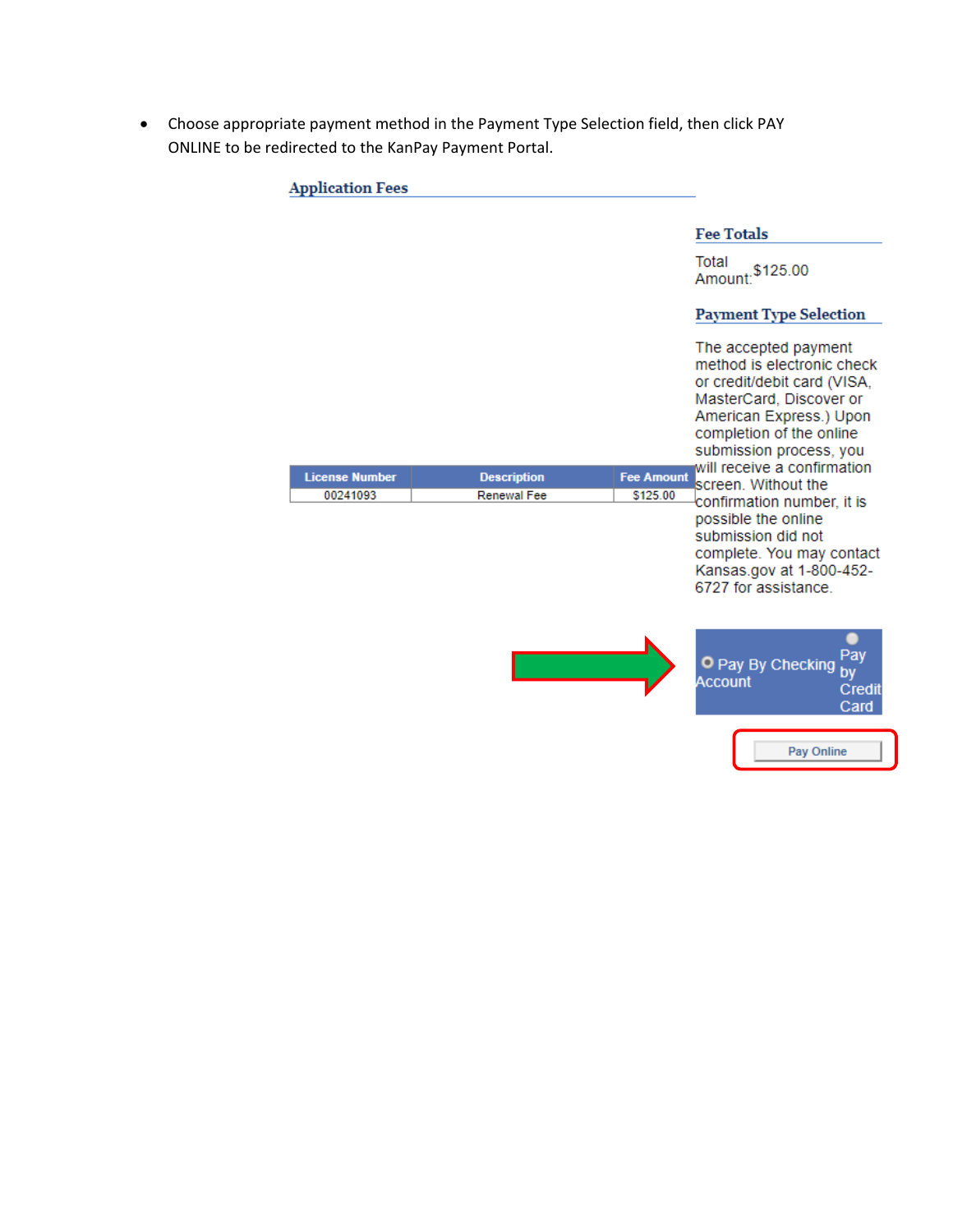- Choose appropriate payment method in the Payment Type Selection field, then click PAY ONLINE to be redirected to the KanPay Payment Portal.

**Application Fees**

| License Number | Description | Fee Amount |
| --- | --- | --- |
| 00241093 | Renewal Fee | $125.00 |

**Fee Totals**

Total Amount: $125.00

**Payment Type Selection**

The accepted payment method is electronic check or credit/debit card (VISA, MasterCard, Discover or American Express.) Upon completion of the online submission process, you will receive a confirmation screen. Without the confirmation number, it is possible the online submission did not complete. You may contact Kansas.gov at 1-800-452-6727 for assistance.

Pay By Checking Account | Pay by Credit Card

Pay Online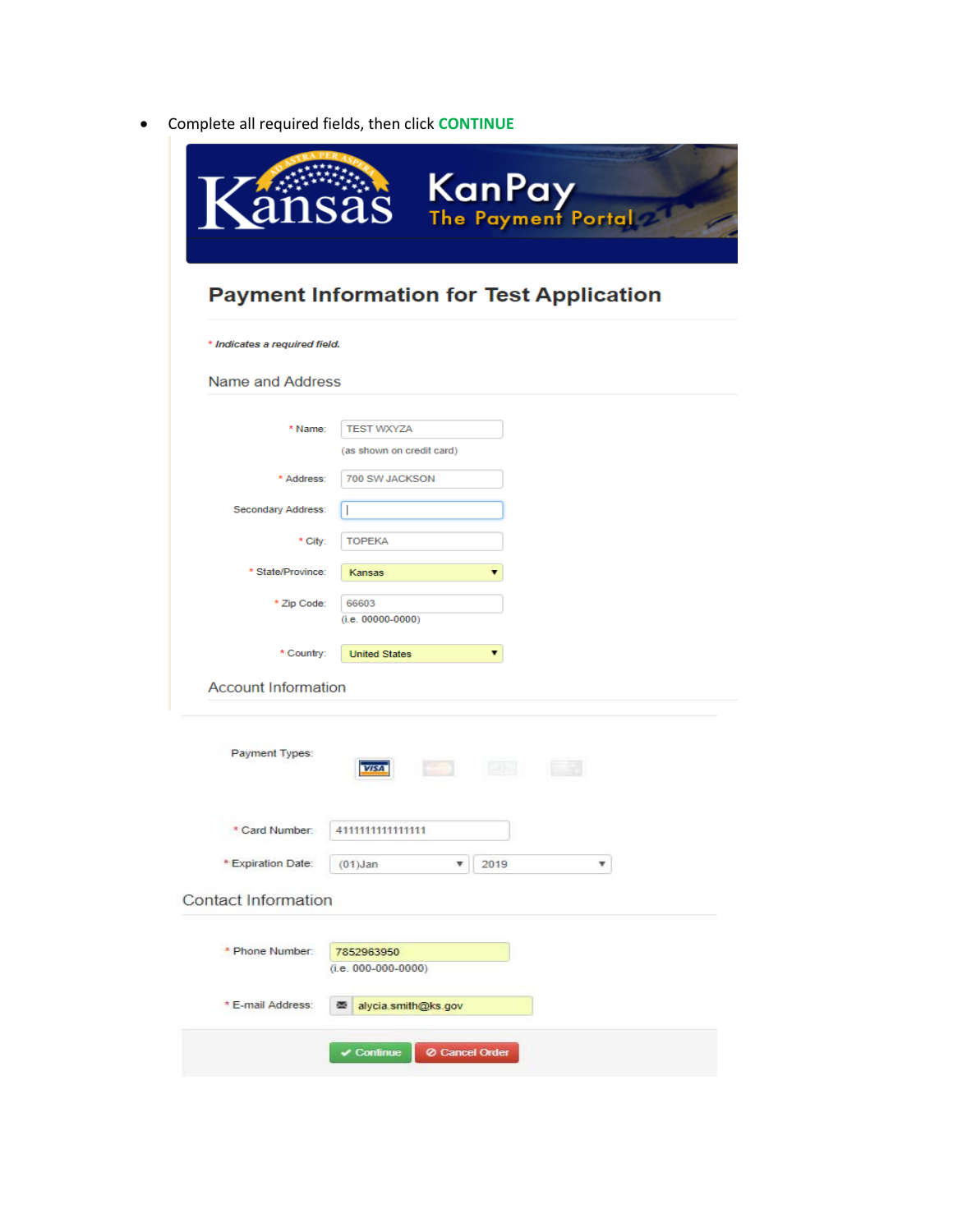- Complete all required fields, then click **CONTINUE**

Kansas KanPay The Payment Portal

## Payment Information for Test Application

* *Indicates a required field.*

### Name and Address

| | |
|---|---|
| * Name: | TEST WXYZA (as shown on credit card) |
| * Address: | 700 SW JACKSON |
| Secondary Address: | |
| * City: | TOPEKA |
| * State/Province: | Kansas |
| * Zip Code: | 66603 (i.e. 00000-0000) |
| * Country: | United States |

### Account Information

| | |
|---|---|
| Payment Types: | VISA |
| * Card Number: | 4111111111111111 |
| * Expiration Date: | (01)Jan 2019 |

### Contact Information

| | |
|---|---|
| * Phone Number: | 7852963950 (i.e. 000-000-0000) |
| * E-mail Address: | alycia.smith@ks.gov |

Continue | Cancel Order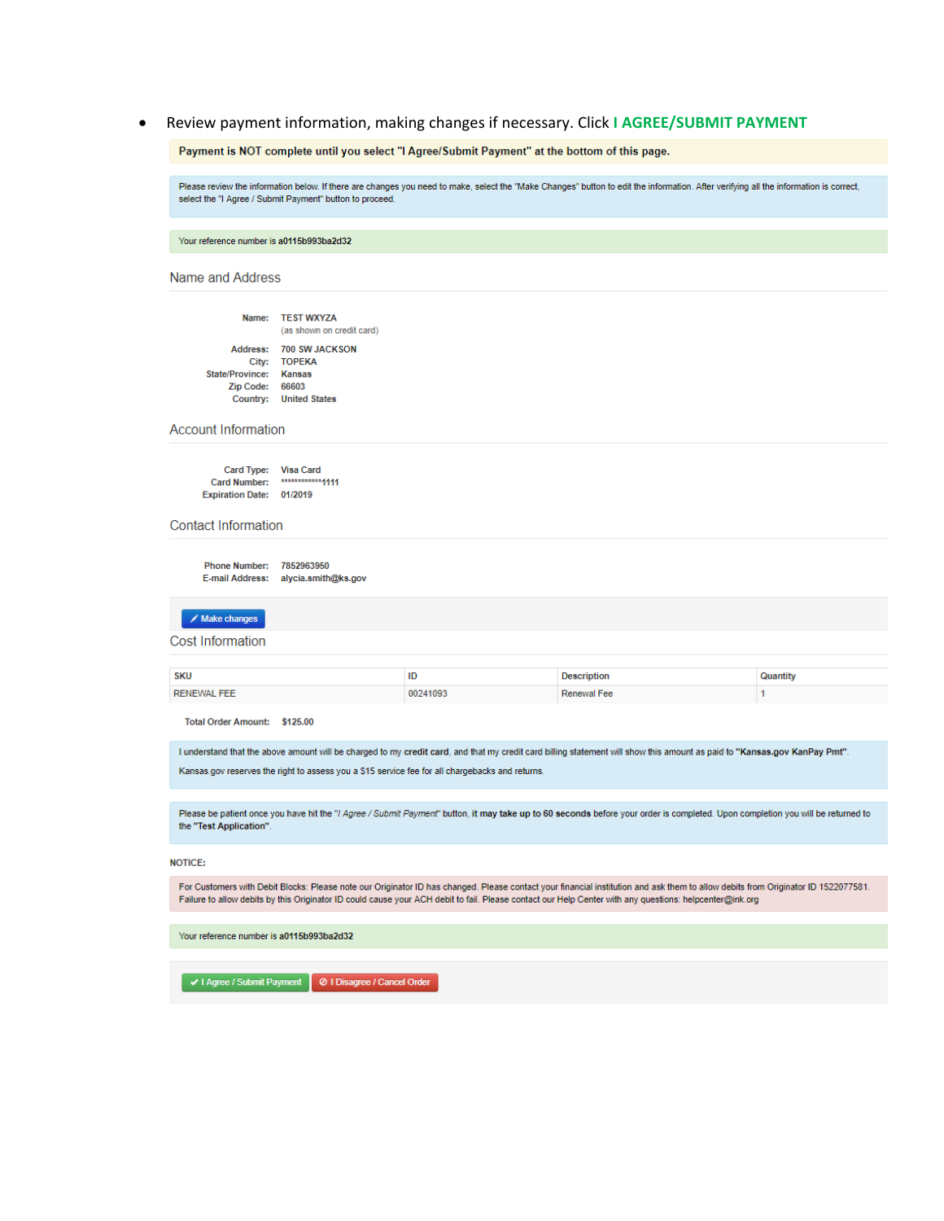- Review payment information, making changes if necessary. Click **I AGREE/SUBMIT PAYMENT**

**Payment is NOT complete until you select "I Agree/Submit Payment" at the bottom of this page.**

Please review the information below. If there are changes you need to make, select the "Make Changes" button to edit the information. After verifying all the information is correct, select the "I Agree / Submit Payment" button to proceed.

Your reference number is **a0115b993ba2d32**

## Name and Address

**Name:** TEST WXYZA
(as shown on credit card)

**Address:** 700 SW JACKSON
**City:** TOPEKA
**State/Province:** Kansas
**Zip Code:** 66603
**Country:** United States

## Account Information

**Card Type:** Visa Card
**Card Number:** ************1111
**Expiration Date:** 01/2019

## Contact Information

**Phone Number:** 7852963950
**E-mail Address:** alycia.smith@ks.gov

Make changes

## Cost Information

| SKU | ID | Description | Quantity |
|---|---|---|---|
| RENEWAL FEE | 00241093 | Renewal Fee | 1 |

**Total Order Amount:** **$125.00**

I understand that the above amount will be charged to my **credit card**, and that my credit card billing statement will show this amount as paid to **"Kansas.gov KanPay Pmt"**.

Kansas.gov reserves the right to assess you a $15 service fee for all chargebacks and returns.

Please be patient once you have hit the "*I Agree / Submit Payment*" button, **it may take up to 60 seconds** before your order is completed. Upon completion you will be returned to the **"Test Application"**.

**NOTICE:**

For Customers with Debit Blocks: Please note our Originator ID has changed. Please contact your financial institution and ask them to allow debits from Originator ID 1522077581. Failure to allow debits by this Originator ID could cause your ACH debit to fail. Please contact our Help Center with any questions: helpcenter@ink.org

Your reference number is **a0115b993ba2d32**

I Agree / Submit Payment | I Disagree / Cancel Order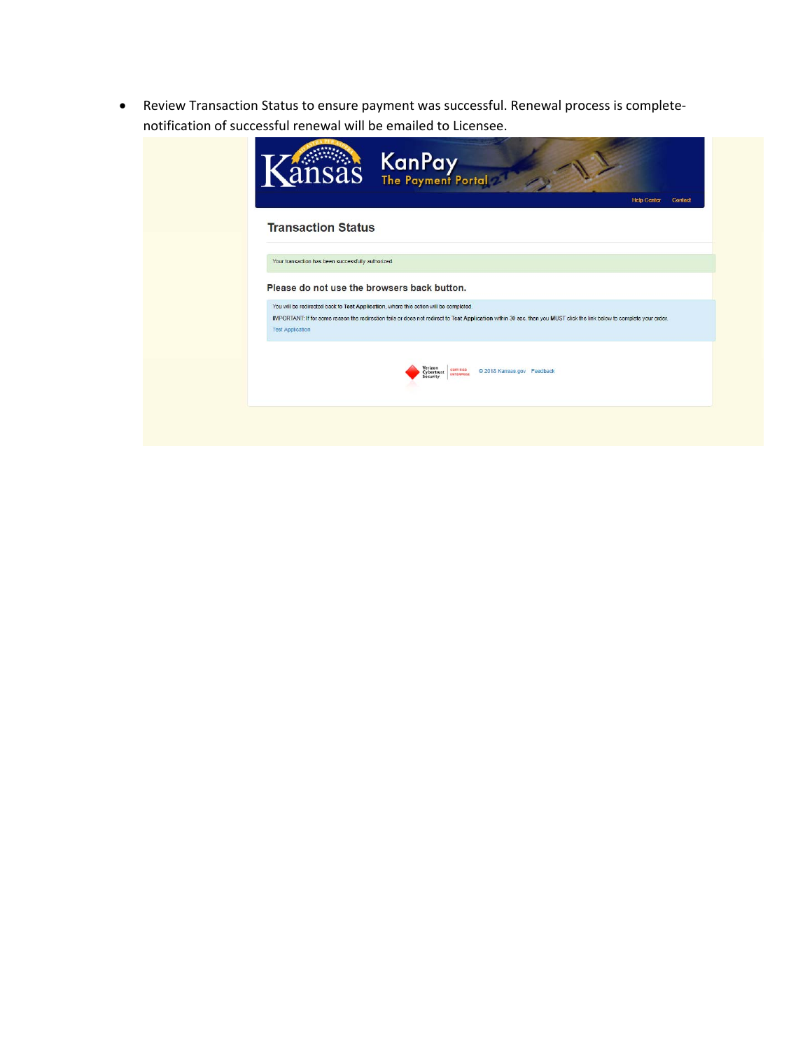- Review Transaction Status to ensure payment was successful. Renewal process is complete- notification of successful renewal will be emailed to Licensee.

Kansas KanPay The Payment Portal

Help Center Contact

Transaction Status

Your transaction has been successfully authorized.

Please do not use the browsers back button.

You will be redirected back to **Test Application**, where this action will be completed.

IMPORTANT: If for some reason the redirection fails or does not redirect to **Test Application** within 30 sec. then you MUST click the link below to complete your order.

Test Application

Verizon Cybertrust Security CERTIFIED ENTERPRISE © 2018 Kansas.gov Feedback